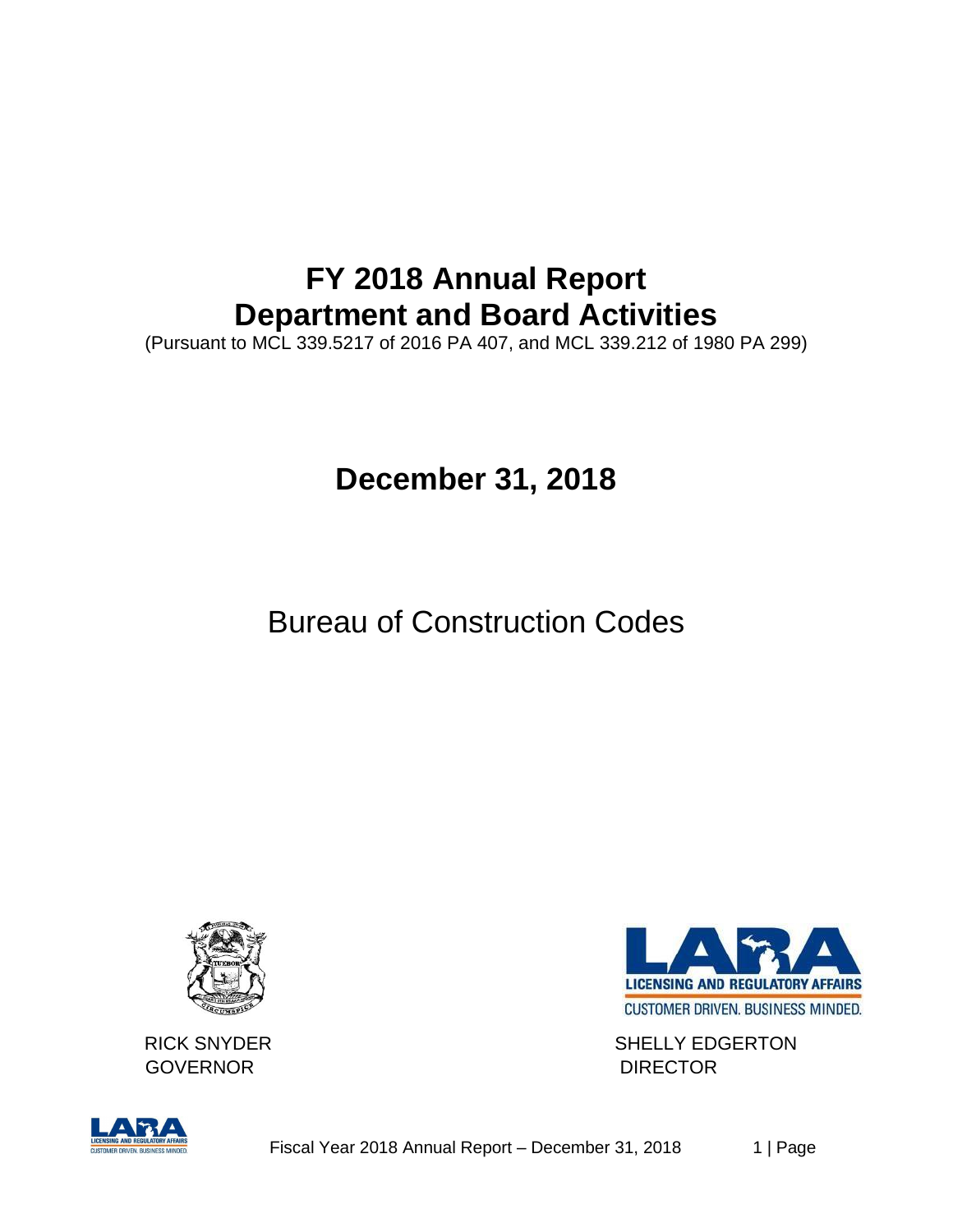# FY 2018 Annual Report
# Department and Board Activities

(Pursuant to MCL 339.5217 of 2016 PA 407, and MCL 339.212 of 1980 PA 299)

## December 31, 2018

## Bureau of Construction Codes

RICK SNYDER
GOVERNOR

SHELLY EDGERTON
DIRECTOR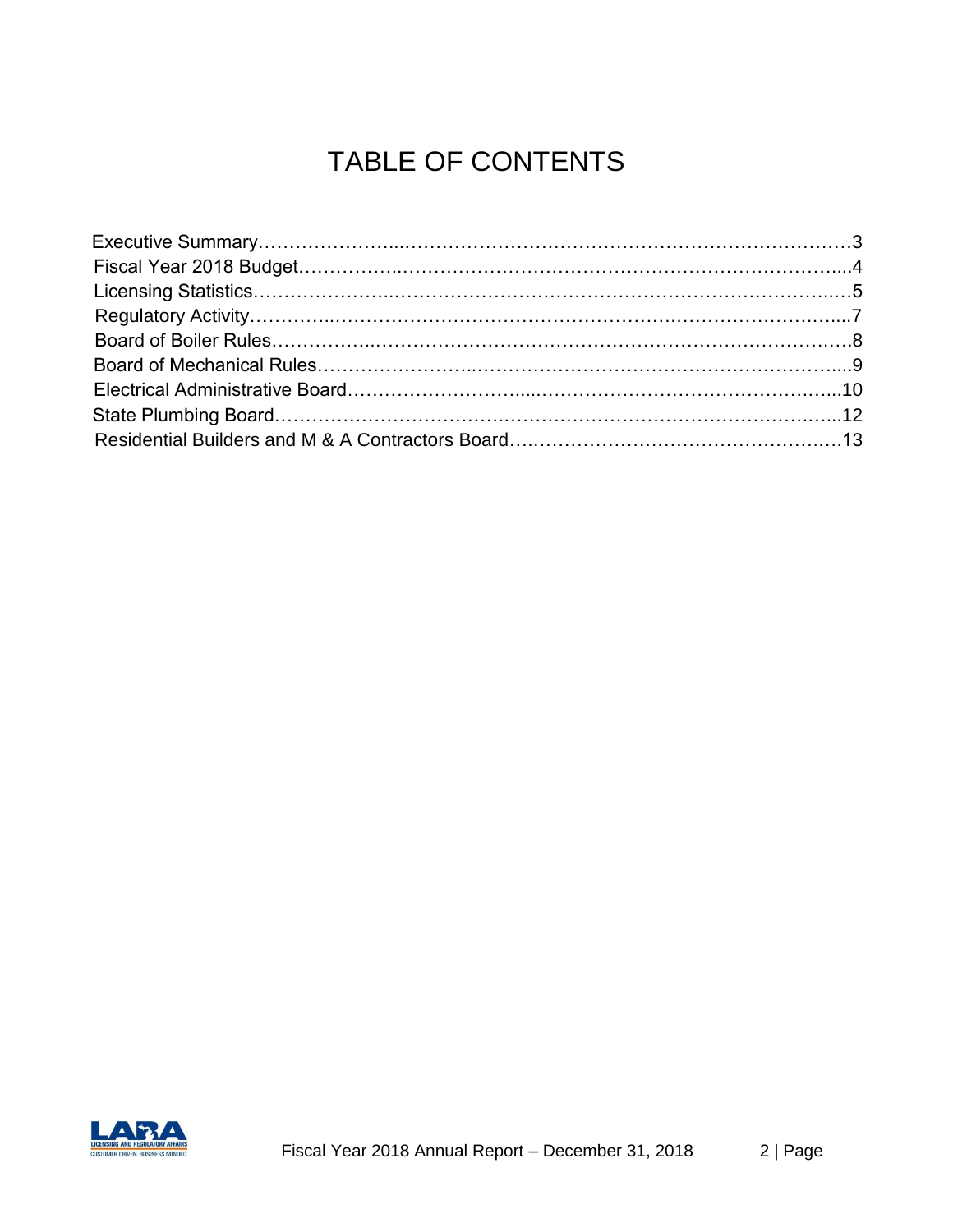# TABLE OF CONTENTS

Executive Summary……………………………………………………………………………3
Fiscal Year 2018 Budget………………………………………………………………………4
Licensing Statistics……………………………………………………………………………5
Regulatory Activity……………………………………………………………………………7
Board of Boiler Rules…………………………………………………………………………8
Board of Mechanical Rules……………………………………………………………………9
Electrical Administrative Board………………………………………………………………10
State Plumbing Board…………………………………………………………………………12
Residential Builders and M & A Contractors Board…………………………………………13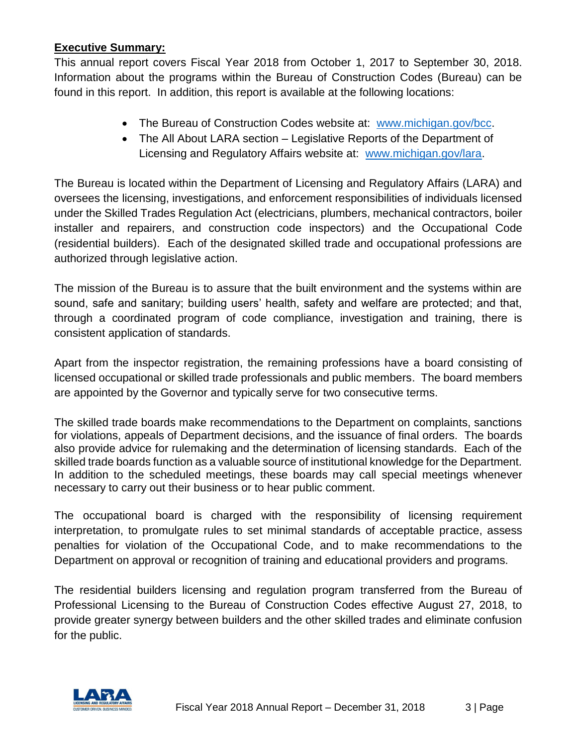**Executive Summary:**

This annual report covers Fiscal Year 2018 from October 1, 2017 to September 30, 2018. Information about the programs within the Bureau of Construction Codes (Bureau) can be found in this report. In addition, this report is available at the following locations:

- The Bureau of Construction Codes website at: www.michigan.gov/bcc.
- The All About LARA section – Legislative Reports of the Department of Licensing and Regulatory Affairs website at: www.michigan.gov/lara.

The Bureau is located within the Department of Licensing and Regulatory Affairs (LARA) and oversees the licensing, investigations, and enforcement responsibilities of individuals licensed under the Skilled Trades Regulation Act (electricians, plumbers, mechanical contractors, boiler installer and repairers, and construction code inspectors) and the Occupational Code (residential builders). Each of the designated skilled trade and occupational professions are authorized through legislative action.

The mission of the Bureau is to assure that the built environment and the systems within are sound, safe and sanitary; building users' health, safety and welfare are protected; and that, through a coordinated program of code compliance, investigation and training, there is consistent application of standards.

Apart from the inspector registration, the remaining professions have a board consisting of licensed occupational or skilled trade professionals and public members. The board members are appointed by the Governor and typically serve for two consecutive terms.

The skilled trade boards make recommendations to the Department on complaints, sanctions for violations, appeals of Department decisions, and the issuance of final orders. The boards also provide advice for rulemaking and the determination of licensing standards. Each of the skilled trade boards function as a valuable source of institutional knowledge for the Department. In addition to the scheduled meetings, these boards may call special meetings whenever necessary to carry out their business or to hear public comment.

The occupational board is charged with the responsibility of licensing requirement interpretation, to promulgate rules to set minimal standards of acceptable practice, assess penalties for violation of the Occupational Code, and to make recommendations to the Department on approval or recognition of training and educational providers and programs.

The residential builders licensing and regulation program transferred from the Bureau of Professional Licensing to the Bureau of Construction Codes effective August 27, 2018, to provide greater synergy between builders and the other skilled trades and eliminate confusion for the public.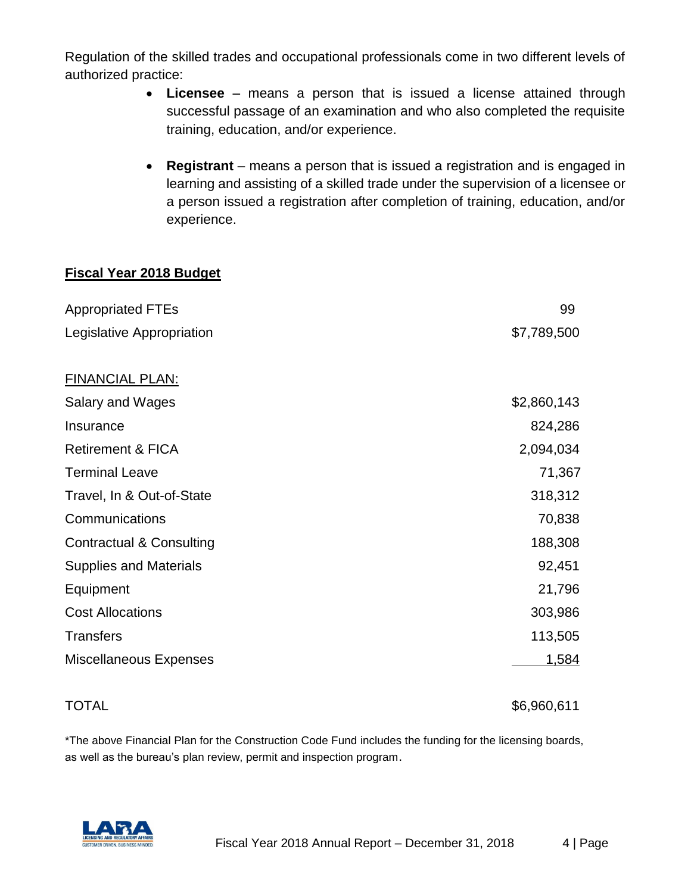Regulation of the skilled trades and occupational professionals come in two different levels of authorized practice:

- **Licensee** – means a person that is issued a license attained through successful passage of an examination and who also completed the requisite training, education, and/or experience.

- **Registrant** – means a person that is issued a registration and is engaged in learning and assisting of a skilled trade under the supervision of a licensee or a person issued a registration after completion of training, education, and/or experience.

## Fiscal Year 2018 Budget

| | |
|---|---|
| Appropriated FTEs | 99 |
| Legislative Appropriation | $7,789,500 |

| FINANCIAL PLAN: | |
|---|---|
| Salary and Wages | $2,860,143 |
| Insurance | 824,286 |
| Retirement & FICA | 2,094,034 |
| Terminal Leave | 71,367 |
| Travel, In & Out-of-State | 318,312 |
| Communications | 70,838 |
| Contractual & Consulting | 188,308 |
| Supplies and Materials | 92,451 |
| Equipment | 21,796 |
| Cost Allocations | 303,986 |
| Transfers | 113,505 |
| Miscellaneous Expenses | 1,584 |
| TOTAL | $6,960,611 |

*The above Financial Plan for the Construction Code Fund includes the funding for the licensing boards, as well as the bureau's plan review, permit and inspection program.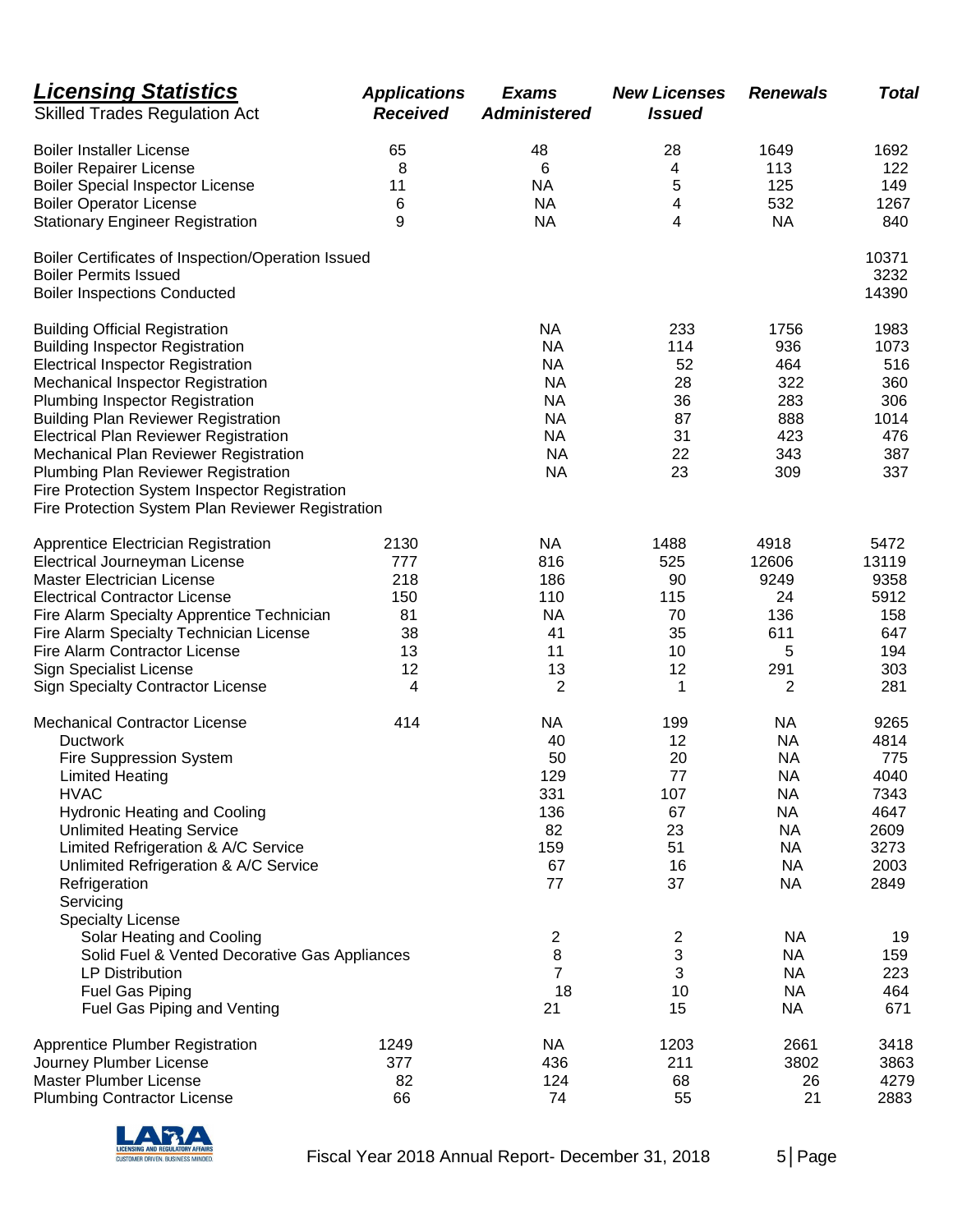| ***Licensing Statistics*** Skilled Trades Regulation Act | ***Applications Received*** | ***Exams Administered*** | ***New Licenses Issued*** | ***Renewals*** | ***Total*** |
|---|---|---|---|---|---|
| Boiler Installer License | 65 | 48 | 28 | 1649 | 1692 |
| Boiler Repairer License | 8 | 6 | 4 | 113 | 122 |
| Boiler Special Inspector License | 11 | NA | 5 | 125 | 149 |
| Boiler Operator License | 6 | NA | 4 | 532 | 1267 |
| Stationary Engineer Registration | 9 | NA | 4 | NA | 840 |
| | | | | | |
| Boiler Certificates of Inspection/Operation Issued | | | | | 10371 |
| Boiler Permits Issued | | | | | 3232 |
| Boiler Inspections Conducted | | | | | 14390 |
| | | | | | |
| Building Official Registration | | NA | 233 | 1756 | 1983 |
| Building Inspector Registration | | NA | 114 | 936 | 1073 |
| Electrical Inspector Registration | | NA | 52 | 464 | 516 |
| Mechanical Inspector Registration | | NA | 28 | 322 | 360 |
| Plumbing Inspector Registration | | NA | 36 | 283 | 306 |
| Building Plan Reviewer Registration | | NA | 87 | 888 | 1014 |
| Electrical Plan Reviewer Registration | | NA | 31 | 423 | 476 |
| Mechanical Plan Reviewer Registration | | NA | 22 | 343 | 387 |
| Plumbing Plan Reviewer Registration | | NA | 23 | 309 | 337 |
| Fire Protection System Inspector Registration | | | | | |
| Fire Protection System Plan Reviewer Registration | | | | | |
| | | | | | |
| Apprentice Electrician Registration | 2130 | NA | 1488 | 4918 | 5472 |
| Electrical Journeyman License | 777 | 816 | 525 | 12606 | 13119 |
| Master Electrician License | 218 | 186 | 90 | 9249 | 9358 |
| Electrical Contractor License | 150 | 110 | 115 | 24 | 5912 |
| Fire Alarm Specialty Apprentice Technician | 81 | NA | 70 | 136 | 158 |
| Fire Alarm Specialty Technician License | 38 | 41 | 35 | 611 | 647 |
| Fire Alarm Contractor License | 13 | 11 | 10 | 5 | 194 |
| Sign Specialist License | 12 | 13 | 12 | 291 | 303 |
| Sign Specialty Contractor License | 4 | 2 | 1 | 2 | 281 |
| | | | | | |
| Mechanical Contractor License | 414 | NA | 199 | NA | 9265 |
| Ductwork | | 40 | 12 | NA | 4814 |
| Fire Suppression System | | 50 | 20 | NA | 775 |
| Limited Heating | | 129 | 77 | NA | 4040 |
| HVAC | | 331 | 107 | NA | 7343 |
| Hydronic Heating and Cooling | | 136 | 67 | NA | 4647 |
| Unlimited Heating Service | | 82 | 23 | NA | 2609 |
| Limited Refrigeration & A/C Service | | 159 | 51 | NA | 3273 |
| Unlimited Refrigeration & A/C Service | | 67 | 16 | NA | 2003 |
| Refrigeration | | 77 | 37 | NA | 2849 |
| Servicing | | | | | |
| Specialty License | | | | | |
| Solar Heating and Cooling | | 2 | 2 | NA | 19 |
| Solid Fuel & Vented Decorative Gas Appliances | | 8 | 3 | NA | 159 |
| LP Distribution | | 7 | 3 | NA | 223 |
| Fuel Gas Piping | | 18 | 10 | NA | 464 |
| Fuel Gas Piping and Venting | | 21 | 15 | NA | 671 |
| | | | | | |
| Apprentice Plumber Registration | 1249 | NA | 1203 | 2661 | 3418 |
| Journey Plumber License | 377 | 436 | 211 | 3802 | 3863 |
| Master Plumber License | 82 | 124 | 68 | 26 | 4279 |
| Plumbing Contractor License | 66 | 74 | 55 | 21 | 2883 |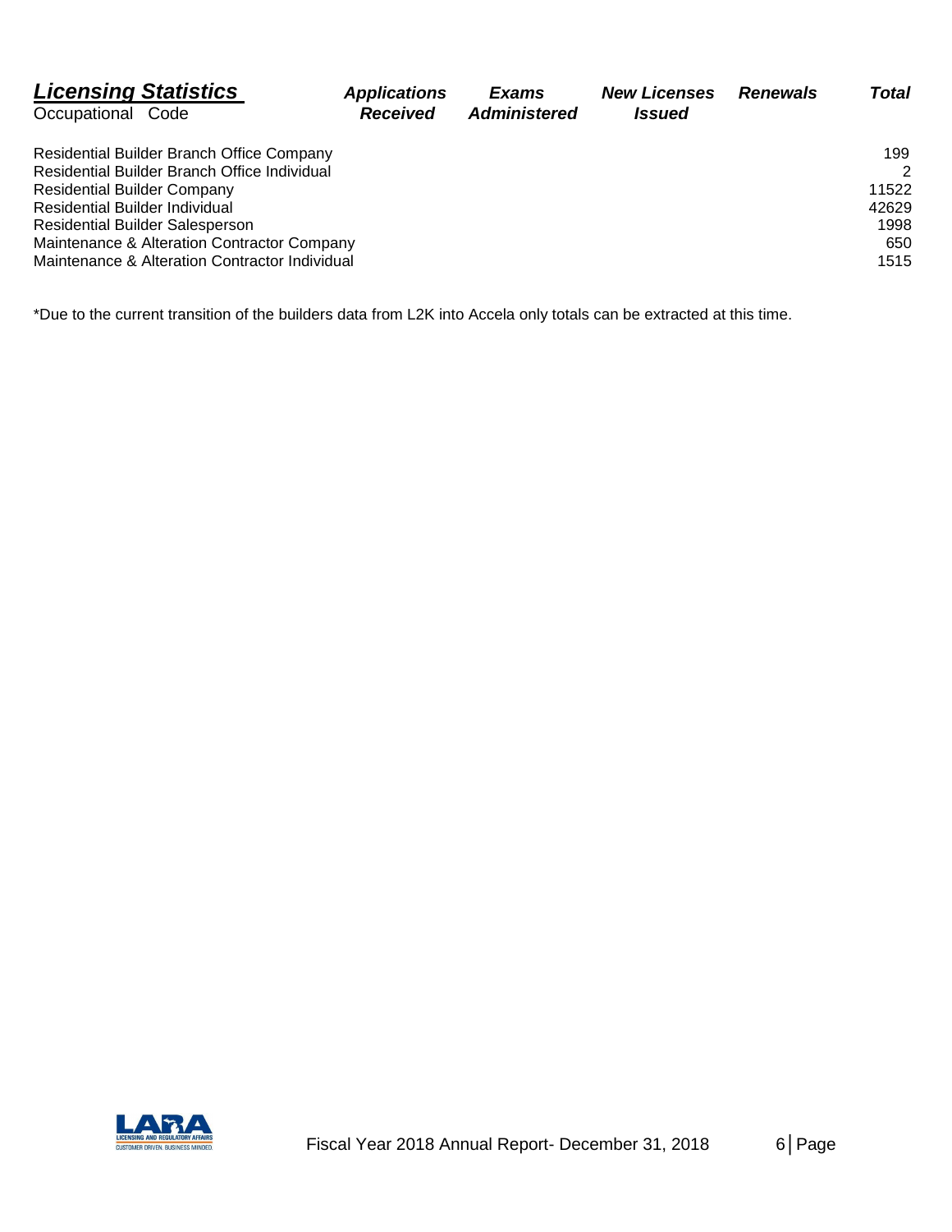| ***Licensing Statistics*** Occupational Code | ***Applications Received*** | ***Exams Administered*** | ***New Licenses Issued*** | ***Renewals*** | ***Total*** |
|---|---|---|---|---|---|
| Residential Builder Branch Office Company | | | | | 199 |
| Residential Builder Branch Office Individual | | | | | 2 |
| Residential Builder Company | | | | | 11522 |
| Residential Builder Individual | | | | | 42629 |
| Residential Builder Salesperson | | | | | 1998 |
| Maintenance & Alteration Contractor Company | | | | | 650 |
| Maintenance & Alteration Contractor Individual | | | | | 1515 |

*Due to the current transition of the builders data from L2K into Accela only totals can be extracted at this time.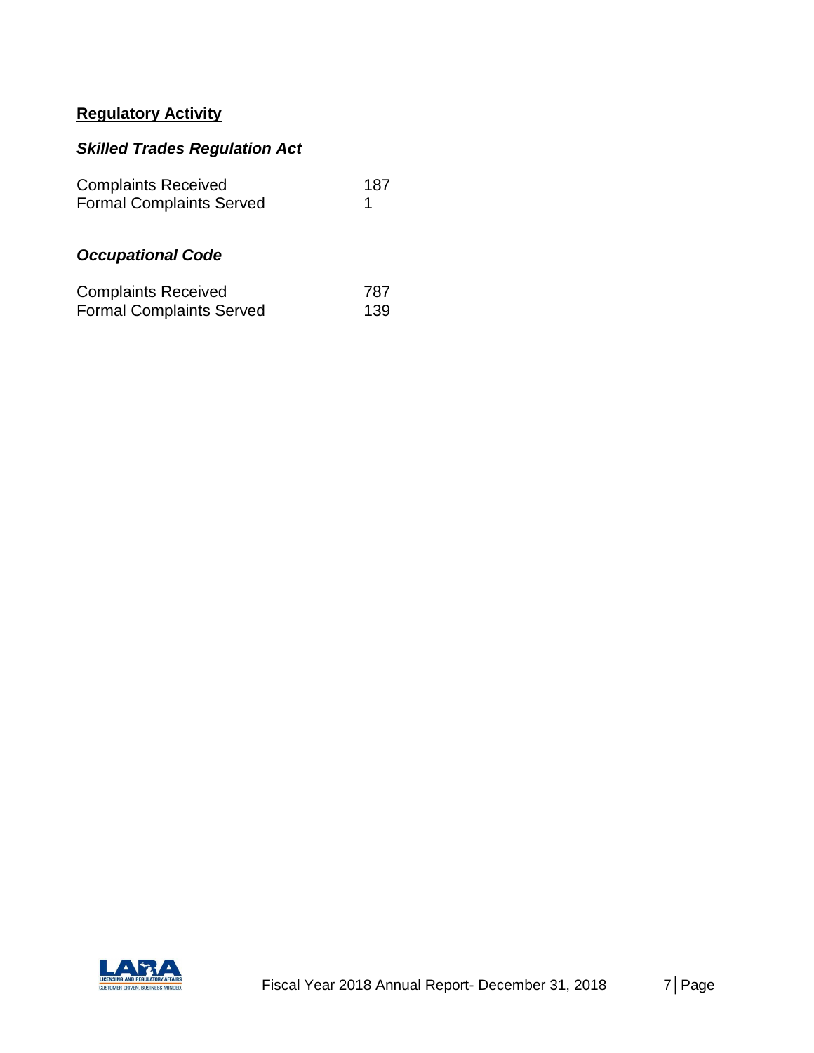## Regulatory Activity

### *Skilled Trades Regulation Act*

| | |
|---|---|
| Complaints Received | 187 |
| Formal Complaints Served | 1 |

### *Occupational Code*

| | |
|---|---|
| Complaints Received | 787 |
| Formal Complaints Served | 139 |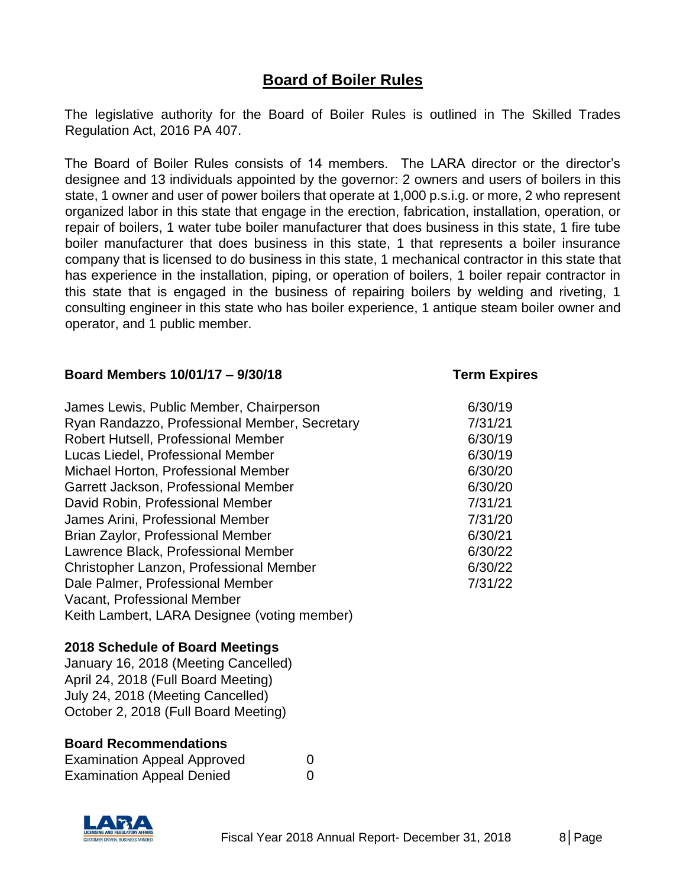## Board of Boiler Rules

The legislative authority for the Board of Boiler Rules is outlined in The Skilled Trades Regulation Act, 2016 PA 407.

The Board of Boiler Rules consists of 14 members. The LARA director or the director's designee and 13 individuals appointed by the governor: 2 owners and users of boilers in this state, 1 owner and user of power boilers that operate at 1,000 p.s.i.g. or more, 2 who represent organized labor in this state that engage in the erection, fabrication, installation, operation, or repair of boilers, 1 water tube boiler manufacturer that does business in this state, 1 fire tube boiler manufacturer that does business in this state, 1 that represents a boiler insurance company that is licensed to do business in this state, 1 mechanical contractor in this state that has experience in the installation, piping, or operation of boilers, 1 boiler repair contractor in this state that is engaged in the business of repairing boilers by welding and riveting, 1 consulting engineer in this state who has boiler experience, 1 antique steam boiler owner and operator, and 1 public member.

| Board Members 10/01/17 – 9/30/18 | Term Expires |
|---|---|
| James Lewis, Public Member, Chairperson | 6/30/19 |
| Ryan Randazzo, Professional Member, Secretary | 7/31/21 |
| Robert Hutsell, Professional Member | 6/30/19 |
| Lucas Liedel, Professional Member | 6/30/19 |
| Michael Horton, Professional Member | 6/30/20 |
| Garrett Jackson, Professional Member | 6/30/20 |
| David Robin, Professional Member | 7/31/21 |
| James Arini, Professional Member | 7/31/20 |
| Brian Zaylor, Professional Member | 6/30/21 |
| Lawrence Black, Professional Member | 6/30/22 |
| Christopher Lanzon, Professional Member | 6/30/22 |
| Dale Palmer, Professional Member | 7/31/22 |
| Vacant, Professional Member | |
| Keith Lambert, LARA Designee (voting member) | |

**2018 Schedule of Board Meetings**

January 16, 2018 (Meeting Cancelled)
April 24, 2018 (Full Board Meeting)
July 24, 2018 (Meeting Cancelled)
October 2, 2018 (Full Board Meeting)

**Board Recommendations**

| | |
|---|---|
| Examination Appeal Approved | 0 |
| Examination Appeal Denied | 0 |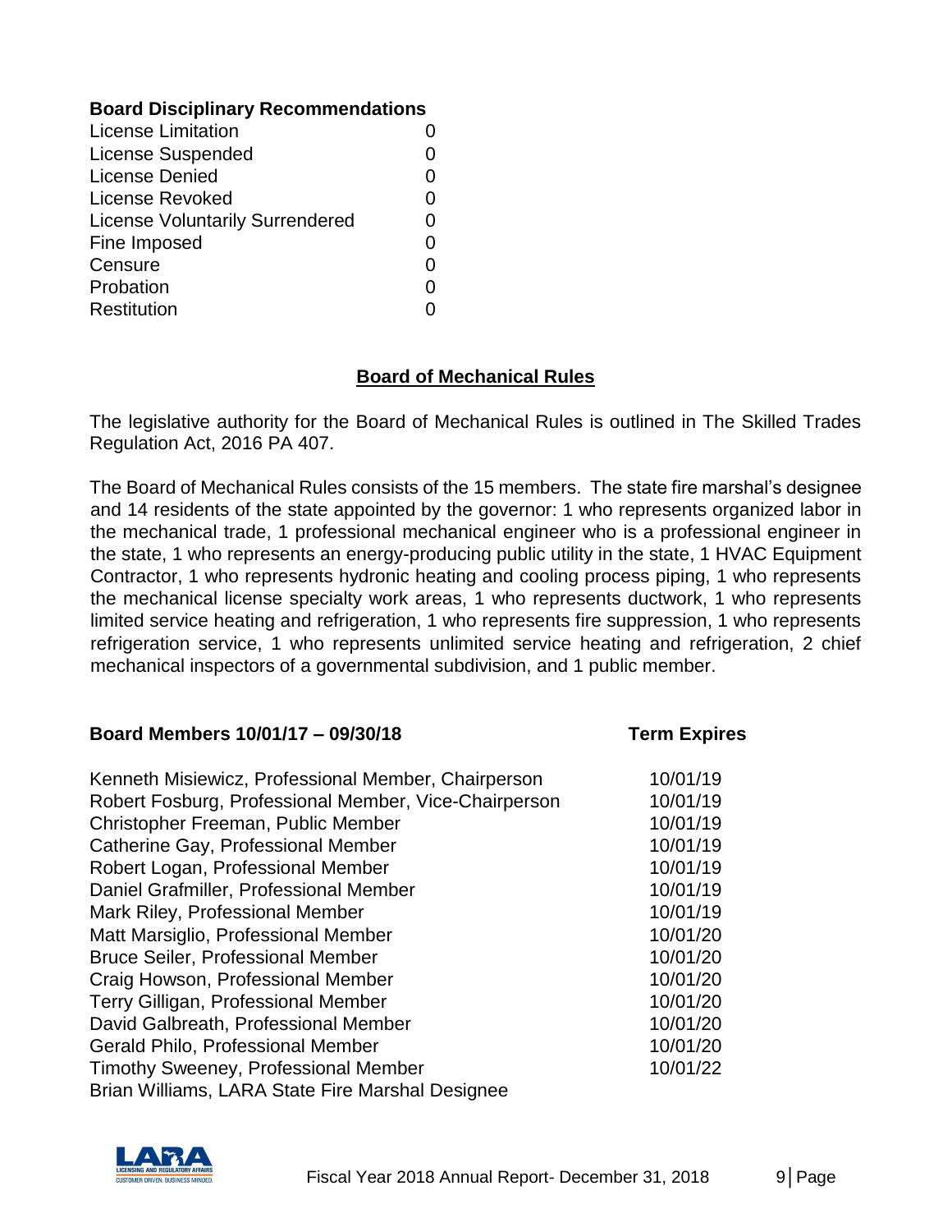**Board Disciplinary Recommendations**

| | |
|---|---|
| License Limitation | 0 |
| License Suspended | 0 |
| License Denied | 0 |
| License Revoked | 0 |
| License Voluntarily Surrendered | 0 |
| Fine Imposed | 0 |
| Censure | 0 |
| Probation | 0 |
| Restitution | 0 |

## Board of Mechanical Rules

The legislative authority for the Board of Mechanical Rules is outlined in The Skilled Trades Regulation Act, 2016 PA 407.

The Board of Mechanical Rules consists of the 15 members. The state fire marshal's designee and 14 residents of the state appointed by the governor: 1 who represents organized labor in the mechanical trade, 1 professional mechanical engineer who is a professional engineer in the state, 1 who represents an energy-producing public utility in the state, 1 HVAC Equipment Contractor, 1 who represents hydronic heating and cooling process piping, 1 who represents the mechanical license specialty work areas, 1 who represents ductwork, 1 who represents limited service heating and refrigeration, 1 who represents fire suppression, 1 who represents refrigeration service, 1 who represents unlimited service heating and refrigeration, 2 chief mechanical inspectors of a governmental subdivision, and 1 public member.

| **Board Members 10/01/17 – 09/30/18** | **Term Expires** |
|---|---|
| Kenneth Misiewicz, Professional Member, Chairperson | 10/01/19 |
| Robert Fosburg, Professional Member, Vice-Chairperson | 10/01/19 |
| Christopher Freeman, Public Member | 10/01/19 |
| Catherine Gay, Professional Member | 10/01/19 |
| Robert Logan, Professional Member | 10/01/19 |
| Daniel Grafmiller, Professional Member | 10/01/19 |
| Mark Riley, Professional Member | 10/01/19 |
| Matt Marsiglio, Professional Member | 10/01/20 |
| Bruce Seiler, Professional Member | 10/01/20 |
| Craig Howson, Professional Member | 10/01/20 |
| Terry Gilligan, Professional Member | 10/01/20 |
| David Galbreath, Professional Member | 10/01/20 |
| Gerald Philo, Professional Member | 10/01/20 |
| Timothy Sweeney, Professional Member | 10/01/22 |
| Brian Williams, LARA State Fire Marshal Designee | |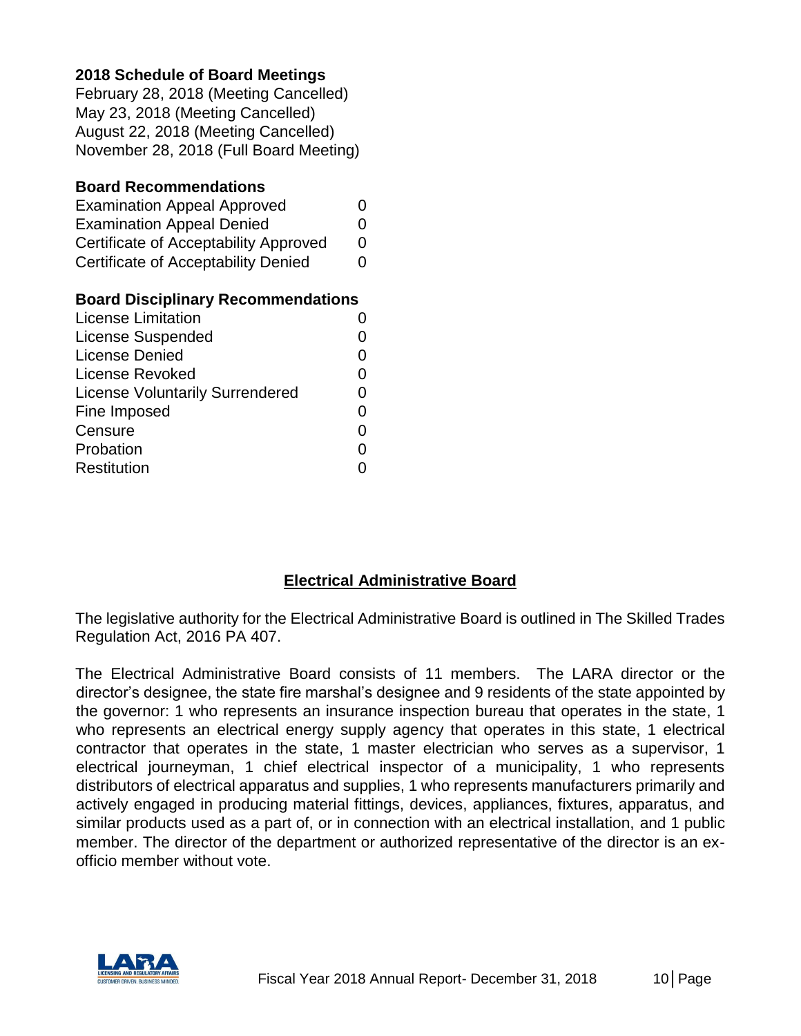**2018 Schedule of Board Meetings**

February 28, 2018 (Meeting Cancelled)
May 23, 2018 (Meeting Cancelled)
August 22, 2018 (Meeting Cancelled)
November 28, 2018 (Full Board Meeting)

**Board Recommendations**

| | |
|---|---|
| Examination Appeal Approved | 0 |
| Examination Appeal Denied | 0 |
| Certificate of Acceptability Approved | 0 |
| Certificate of Acceptability Denied | 0 |

**Board Disciplinary Recommendations**

| | |
|---|---|
| License Limitation | 0 |
| License Suspended | 0 |
| License Denied | 0 |
| License Revoked | 0 |
| License Voluntarily Surrendered | 0 |
| Fine Imposed | 0 |
| Censure | 0 |
| Probation | 0 |
| Restitution | 0 |

## Electrical Administrative Board

The legislative authority for the Electrical Administrative Board is outlined in The Skilled Trades Regulation Act, 2016 PA 407.

The Electrical Administrative Board consists of 11 members. The LARA director or the director's designee, the state fire marshal's designee and 9 residents of the state appointed by the governor: 1 who represents an insurance inspection bureau that operates in the state, 1 who represents an electrical energy supply agency that operates in this state, 1 electrical contractor that operates in the state, 1 master electrician who serves as a supervisor, 1 electrical journeyman, 1 chief electrical inspector of a municipality, 1 who represents distributors of electrical apparatus and supplies, 1 who represents manufacturers primarily and actively engaged in producing material fittings, devices, appliances, fixtures, apparatus, and similar products used as a part of, or in connection with an electrical installation, and 1 public member. The director of the department or authorized representative of the director is an ex-officio member without vote.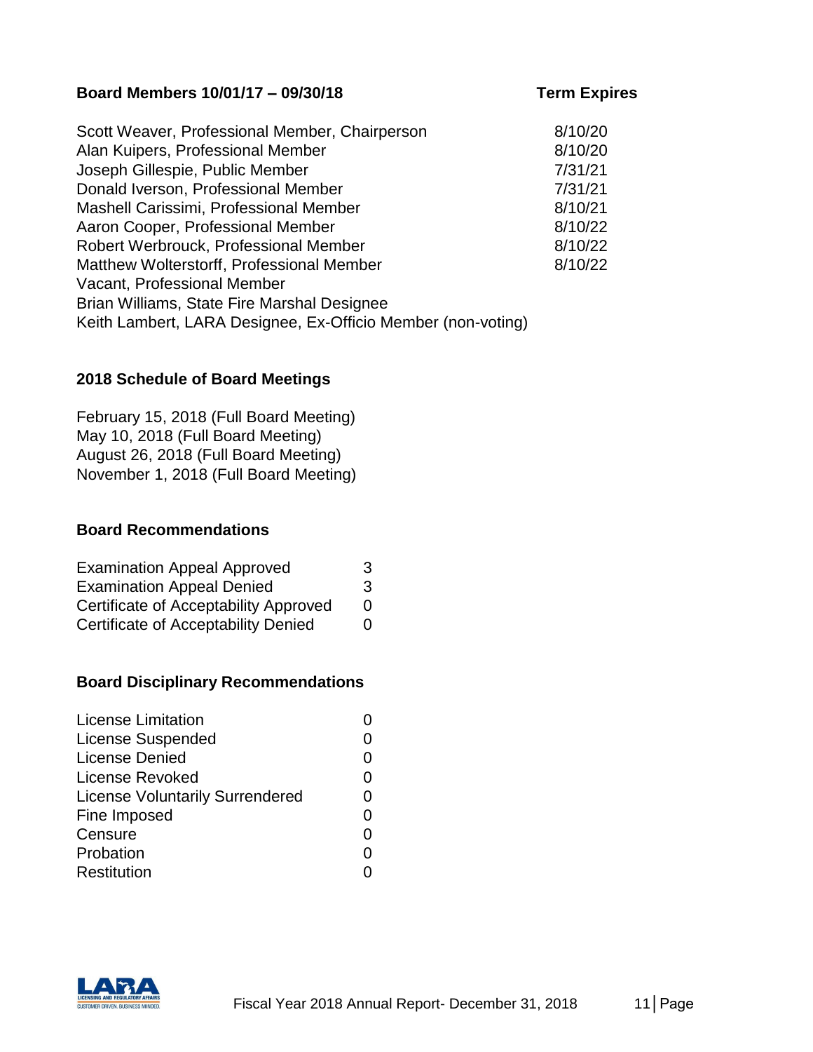| Board Members 10/01/17 – 09/30/18 | Term Expires |
|---|---|
| Scott Weaver, Professional Member, Chairperson | 8/10/20 |
| Alan Kuipers, Professional Member | 8/10/20 |
| Joseph Gillespie, Public Member | 7/31/21 |
| Donald Iverson, Professional Member | 7/31/21 |
| Mashell Carissimi, Professional Member | 8/10/21 |
| Aaron Cooper, Professional Member | 8/10/22 |
| Robert Werbrouck, Professional Member | 8/10/22 |
| Matthew Wolterstorff, Professional Member | 8/10/22 |
| Vacant, Professional Member | |
| Brian Williams, State Fire Marshal Designee | |
| Keith Lambert, LARA Designee, Ex-Officio Member (non-voting) | |

### 2018 Schedule of Board Meetings

February 15, 2018 (Full Board Meeting)
May 10, 2018 (Full Board Meeting)
August 26, 2018 (Full Board Meeting)
November 1, 2018 (Full Board Meeting)

### Board Recommendations

| | |
|---|---|
| Examination Appeal Approved | 3 |
| Examination Appeal Denied | 3 |
| Certificate of Acceptability Approved | 0 |
| Certificate of Acceptability Denied | 0 |

### Board Disciplinary Recommendations

| | |
|---|---|
| License Limitation | 0 |
| License Suspended | 0 |
| License Denied | 0 |
| License Revoked | 0 |
| License Voluntarily Surrendered | 0 |
| Fine Imposed | 0 |
| Censure | 0 |
| Probation | 0 |
| Restitution | 0 |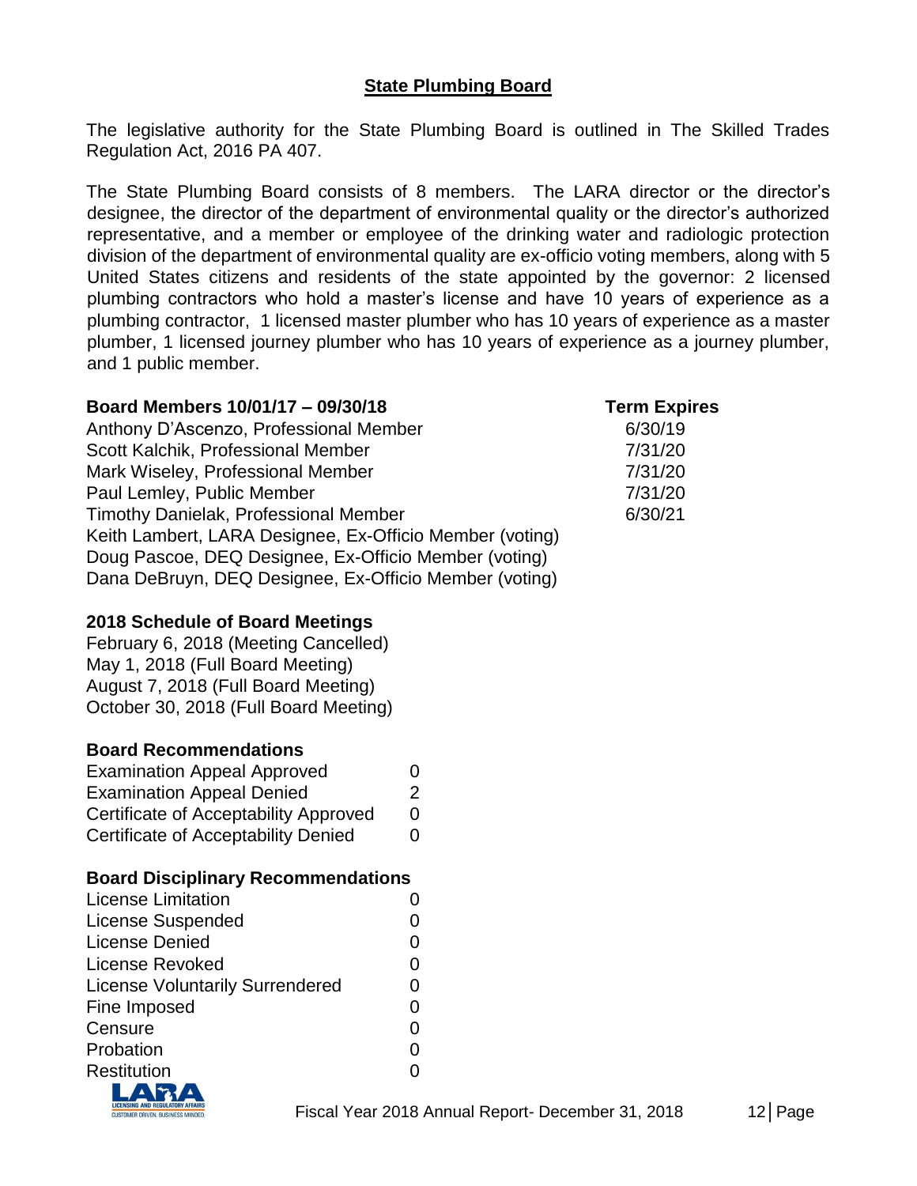## State Plumbing Board

The legislative authority for the State Plumbing Board is outlined in The Skilled Trades Regulation Act, 2016 PA 407.

The State Plumbing Board consists of 8 members. The LARA director or the director's designee, the director of the department of environmental quality or the director's authorized representative, and a member or employee of the drinking water and radiologic protection division of the department of environmental quality are ex-officio voting members, along with 5 United States citizens and residents of the state appointed by the governor: 2 licensed plumbing contractors who hold a master's license and have 10 years of experience as a plumbing contractor, 1 licensed master plumber who has 10 years of experience as a master plumber, 1 licensed journey plumber who has 10 years of experience as a journey plumber, and 1 public member.

| Board Members 10/01/17 – 09/30/18 | Term Expires |
|---|---|
| Anthony D'Ascenzo, Professional Member | 6/30/19 |
| Scott Kalchik, Professional Member | 7/31/20 |
| Mark Wiseley, Professional Member | 7/31/20 |
| Paul Lemley, Public Member | 7/31/20 |
| Timothy Danielak, Professional Member | 6/30/21 |
| Keith Lambert, LARA Designee, Ex-Officio Member (voting) | |
| Doug Pascoe, DEQ Designee, Ex-Officio Member (voting) | |
| Dana DeBruyn, DEQ Designee, Ex-Officio Member (voting) | |

**2018 Schedule of Board Meetings**

February 6, 2018 (Meeting Cancelled)
May 1, 2018 (Full Board Meeting)
August 7, 2018 (Full Board Meeting)
October 30, 2018 (Full Board Meeting)

**Board Recommendations**

| | |
|---|---|
| Examination Appeal Approved | 0 |
| Examination Appeal Denied | 2 |
| Certificate of Acceptability Approved | 0 |
| Certificate of Acceptability Denied | 0 |

**Board Disciplinary Recommendations**

| | |
|---|---|
| License Limitation | 0 |
| License Suspended | 0 |
| License Denied | 0 |
| License Revoked | 0 |
| License Voluntarily Surrendered | 0 |
| Fine Imposed | 0 |
| Censure | 0 |
| Probation | 0 |
| Restitution | 0 |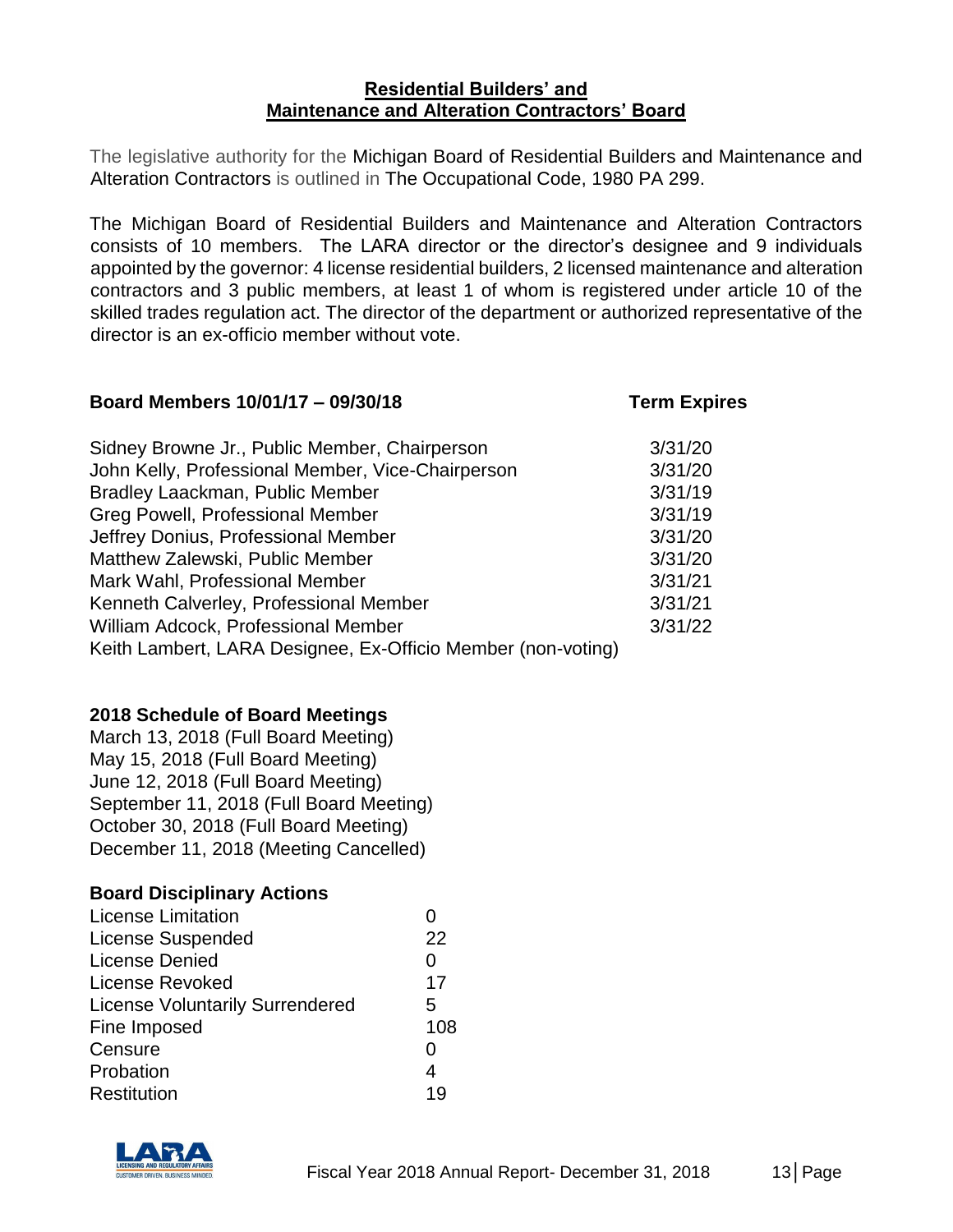## Residential Builders' and Maintenance and Alteration Contractors' Board

The legislative authority for the Michigan Board of Residential Builders and Maintenance and Alteration Contractors is outlined in The Occupational Code, 1980 PA 299.

The Michigan Board of Residential Builders and Maintenance and Alteration Contractors consists of 10 members. The LARA director or the director's designee and 9 individuals appointed by the governor: 4 license residential builders, 2 licensed maintenance and alteration contractors and 3 public members, at least 1 of whom is registered under article 10 of the skilled trades regulation act. The director of the department or authorized representative of the director is an ex-officio member without vote.

| Board Members 10/01/17 – 09/30/18 | Term Expires |
|---|---|
| Sidney Browne Jr., Public Member, Chairperson | 3/31/20 |
| John Kelly, Professional Member, Vice-Chairperson | 3/31/20 |
| Bradley Laackman, Public Member | 3/31/19 |
| Greg Powell, Professional Member | 3/31/19 |
| Jeffrey Donius, Professional Member | 3/31/20 |
| Matthew Zalewski, Public Member | 3/31/20 |
| Mark Wahl, Professional Member | 3/31/21 |
| Kenneth Calverley, Professional Member | 3/31/21 |
| William Adcock, Professional Member | 3/31/22 |
| Keith Lambert, LARA Designee, Ex-Officio Member (non-voting) | |

### 2018 Schedule of Board Meetings

March 13, 2018 (Full Board Meeting)
May 15, 2018 (Full Board Meeting)
June 12, 2018 (Full Board Meeting)
September 11, 2018 (Full Board Meeting)
October 30, 2018 (Full Board Meeting)
December 11, 2018 (Meeting Cancelled)

### Board Disciplinary Actions

| | |
|---|---|
| License Limitation | 0 |
| License Suspended | 22 |
| License Denied | 0 |
| License Revoked | 17 |
| License Voluntarily Surrendered | 5 |
| Fine Imposed | 108 |
| Censure | 0 |
| Probation | 4 |
| Restitution | 19 |